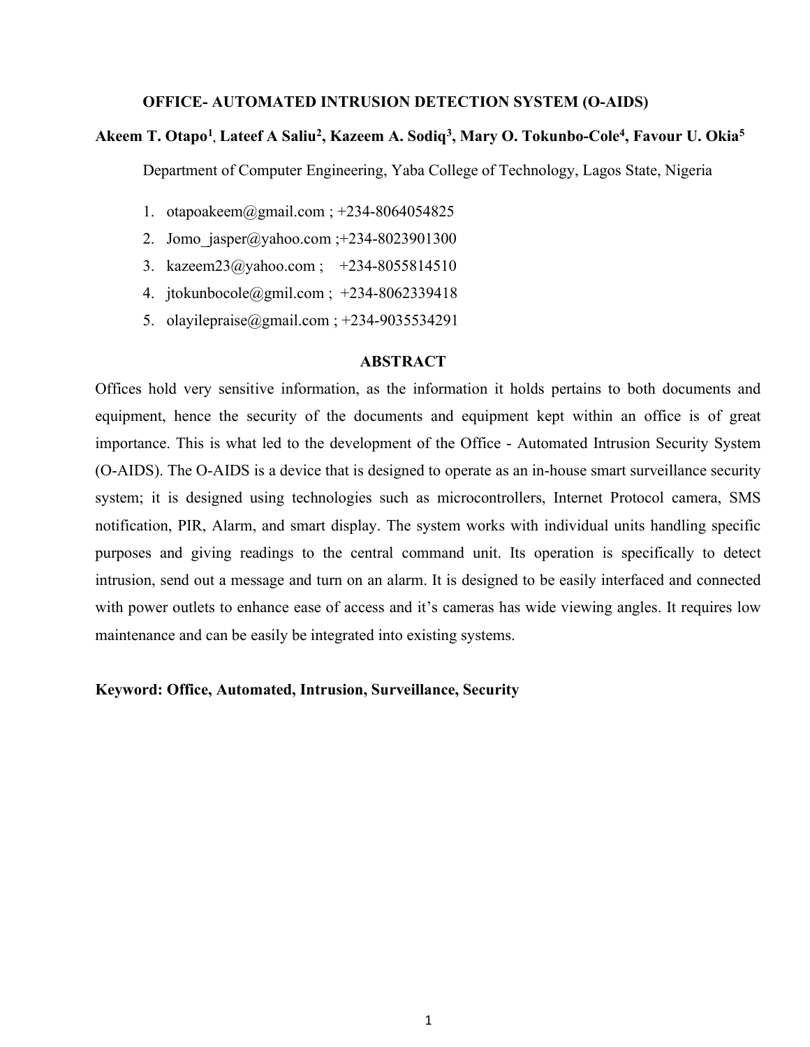# OFFICE- AUTOMATED INTRUSION DETECTION SYSTEM (O-AIDS)

**Akeem T. Otapo[1], Lateef A Saliu[2], Kazeem A. Sodiq[3], Mary O. Tokunbo-Cole[4], Favour U. Okia[5]**

Department of Computer Engineering, Yaba College of Technology, Lagos State, Nigeria

1. otapoakeem@gmail.com ; +234-8064054825
2. Jomo_jasper@yahoo.com ;+234-8023901300
3. kazeem23@yahoo.com ; +234-8055814510
4. jtokunbocole@gmil.com ; +234-8062339418
5. olayilepraise@gmail.com ; +234-9035534291

## ABSTRACT

Offices hold very sensitive information, as the information it holds pertains to both documents and equipment, hence the security of the documents and equipment kept within an office is of great importance. This is what led to the development of the Office - Automated Intrusion Security System (O-AIDS). The O-AIDS is a device that is designed to operate as an in-house smart surveillance security system; it is designed using technologies such as microcontrollers, Internet Protocol camera, SMS notification, PIR, Alarm, and smart display. The system works with individual units handling specific purposes and giving readings to the central command unit. Its operation is specifically to detect intrusion, send out a message and turn on an alarm. It is designed to be easily interfaced and connected with power outlets to enhance ease of access and it's cameras has wide viewing angles. It requires low maintenance and can be easily be integrated into existing systems.

**Keyword: Office, Automated, Intrusion, Surveillance, Security**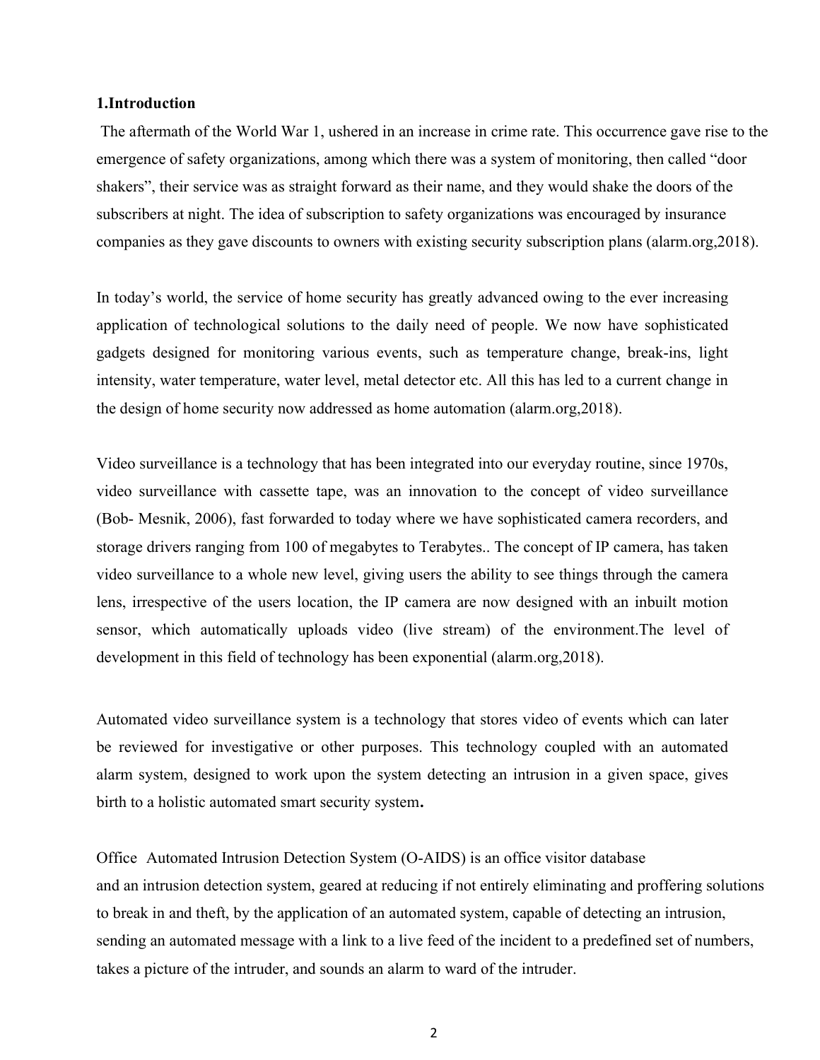## 1.Introduction

The aftermath of the World War 1, ushered in an increase in crime rate. This occurrence gave rise to the emergence of safety organizations, among which there was a system of monitoring, then called "door shakers", their service was as straight forward as their name, and they would shake the doors of the subscribers at night. The idea of subscription to safety organizations was encouraged by insurance companies as they gave discounts to owners with existing security subscription plans (alarm.org,2018).

In today's world, the service of home security has greatly advanced owing to the ever increasing application of technological solutions to the daily need of people. We now have sophisticated gadgets designed for monitoring various events, such as temperature change, break-ins, light intensity, water temperature, water level, metal detector etc. All this has led to a current change in the design of home security now addressed as home automation (alarm.org,2018).

Video surveillance is a technology that has been integrated into our everyday routine, since 1970s, video surveillance with cassette tape, was an innovation to the concept of video surveillance (Bob- Mesnik, 2006), fast forwarded to today where we have sophisticated camera recorders, and storage drivers ranging from 100 of megabytes to Terabytes.. The concept of IP camera, has taken video surveillance to a whole new level, giving users the ability to see things through the camera lens, irrespective of the users location, the IP camera are now designed with an inbuilt motion sensor, which automatically uploads video (live stream) of the environment.The level of development in this field of technology has been exponential (alarm.org,2018).

Automated video surveillance system is a technology that stores video of events which can later be reviewed for investigative or other purposes. This technology coupled with an automated alarm system, designed to work upon the system detecting an intrusion in a given space, gives birth to a holistic automated smart security system**.**

Office Automated Intrusion Detection System (O-AIDS) is an office visitor database and an intrusion detection system, geared at reducing if not entirely eliminating and proffering solutions to break in and theft, by the application of an automated system, capable of detecting an intrusion, sending an automated message with a link to a live feed of the incident to a predefined set of numbers, takes a picture of the intruder, and sounds an alarm to ward of the intruder.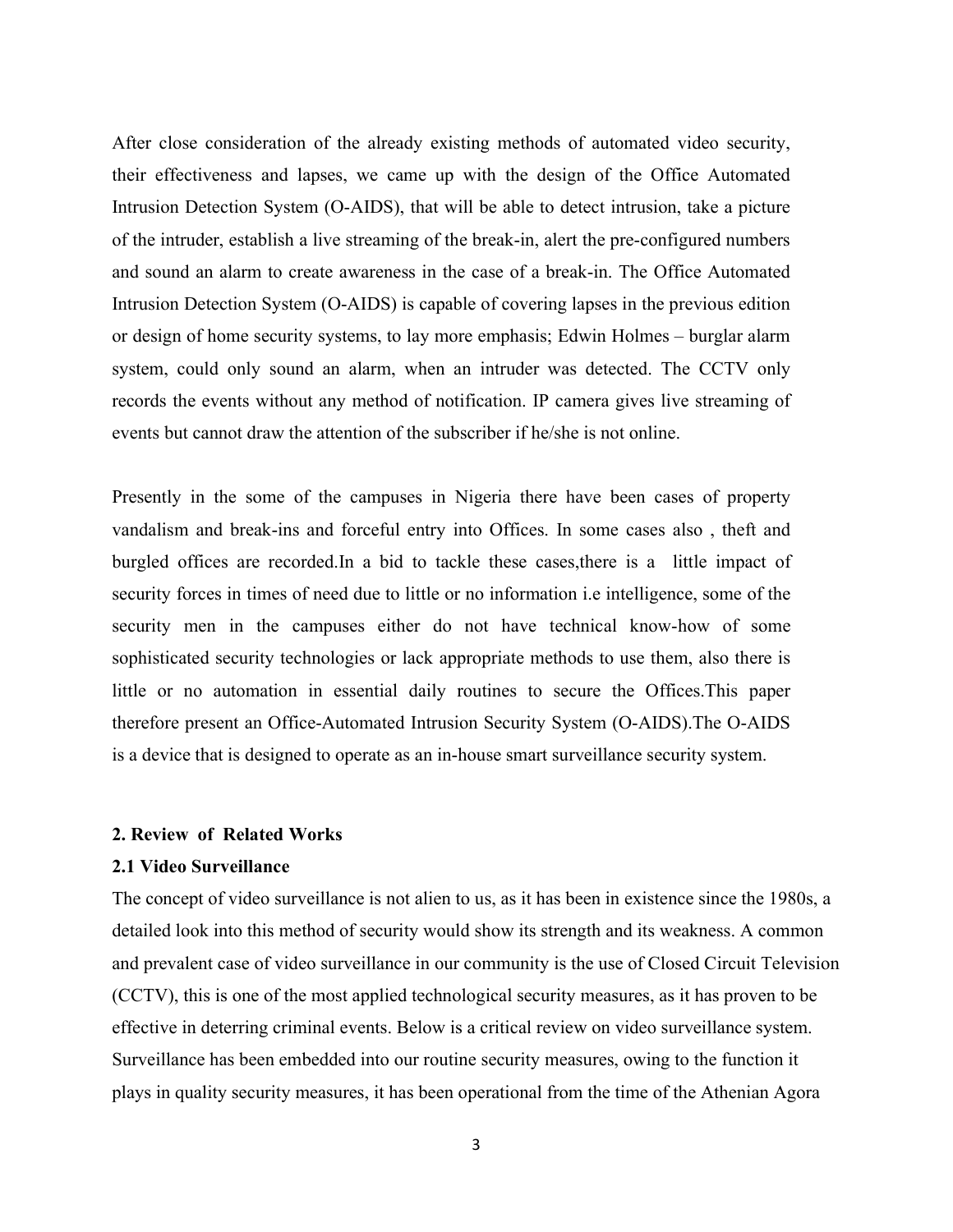After close consideration of the already existing methods of automated video security, their effectiveness and lapses, we came up with the design of the Office Automated Intrusion Detection System (O-AIDS), that will be able to detect intrusion, take a picture of the intruder, establish a live streaming of the break-in, alert the pre-configured numbers and sound an alarm to create awareness in the case of a break-in. The Office Automated Intrusion Detection System (O-AIDS) is capable of covering lapses in the previous edition or design of home security systems, to lay more emphasis; Edwin Holmes – burglar alarm system, could only sound an alarm, when an intruder was detected. The CCTV only records the events without any method of notification. IP camera gives live streaming of events but cannot draw the attention of the subscriber if he/she is not online.

Presently in the some of the campuses in Nigeria there have been cases of property vandalism and break-ins and forceful entry into Offices. In some cases also , theft and burgled offices are recorded.In a bid to tackle these cases,there is a little impact of security forces in times of need due to little or no information i.e intelligence, some of the security men in the campuses either do not have technical know-how of some sophisticated security technologies or lack appropriate methods to use them, also there is little or no automation in essential daily routines to secure the Offices.This paper therefore present an Office-Automated Intrusion Security System (O-AIDS).The O-AIDS is a device that is designed to operate as an in-house smart surveillance security system.

## 2. Review of Related Works

### 2.1 Video Surveillance

The concept of video surveillance is not alien to us, as it has been in existence since the 1980s, a detailed look into this method of security would show its strength and its weakness. A common and prevalent case of video surveillance in our community is the use of Closed Circuit Television (CCTV), this is one of the most applied technological security measures, as it has proven to be effective in deterring criminal events. Below is a critical review on video surveillance system. Surveillance has been embedded into our routine security measures, owing to the function it plays in quality security measures, it has been operational from the time of the Athenian Agora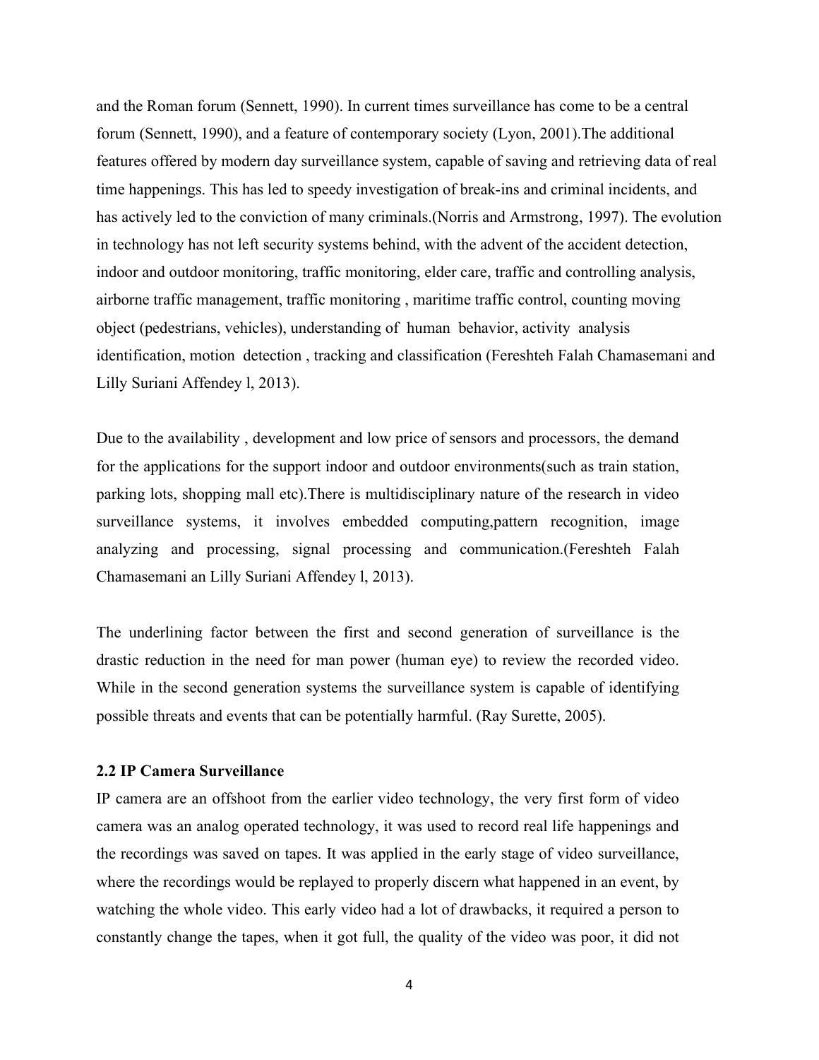and the Roman forum (Sennett, 1990). In current times surveillance has come to be a central forum (Sennett, 1990), and a feature of contemporary society (Lyon, 2001).The additional features offered by modern day surveillance system, capable of saving and retrieving data of real time happenings. This has led to speedy investigation of break-ins and criminal incidents, and has actively led to the conviction of many criminals.(Norris and Armstrong, 1997). The evolution in technology has not left security systems behind, with the advent of the accident detection, indoor and outdoor monitoring, traffic monitoring, elder care, traffic and controlling analysis, airborne traffic management, traffic monitoring , maritime traffic control, counting moving object (pedestrians, vehicles), understanding of human behavior, activity analysis identification, motion detection , tracking and classification (Fereshteh Falah Chamasemani and Lilly Suriani Affendey l, 2013).

Due to the availability , development and low price of sensors and processors, the demand for the applications for the support indoor and outdoor environments(such as train station, parking lots, shopping mall etc).There is multidisciplinary nature of the research in video surveillance systems, it involves embedded computing,pattern recognition, image analyzing and processing, signal processing and communication.(Fereshteh Falah Chamasemani an Lilly Suriani Affendey l, 2013).

The underlining factor between the first and second generation of surveillance is the drastic reduction in the need for man power (human eye) to review the recorded video. While in the second generation systems the surveillance system is capable of identifying possible threats and events that can be potentially harmful. (Ray Surette, 2005).

## 2.2 IP Camera Surveillance

IP camera are an offshoot from the earlier video technology, the very first form of video camera was an analog operated technology, it was used to record real life happenings and the recordings was saved on tapes. It was applied in the early stage of video surveillance, where the recordings would be replayed to properly discern what happened in an event, by watching the whole video. This early video had a lot of drawbacks, it required a person to constantly change the tapes, when it got full, the quality of the video was poor, it did not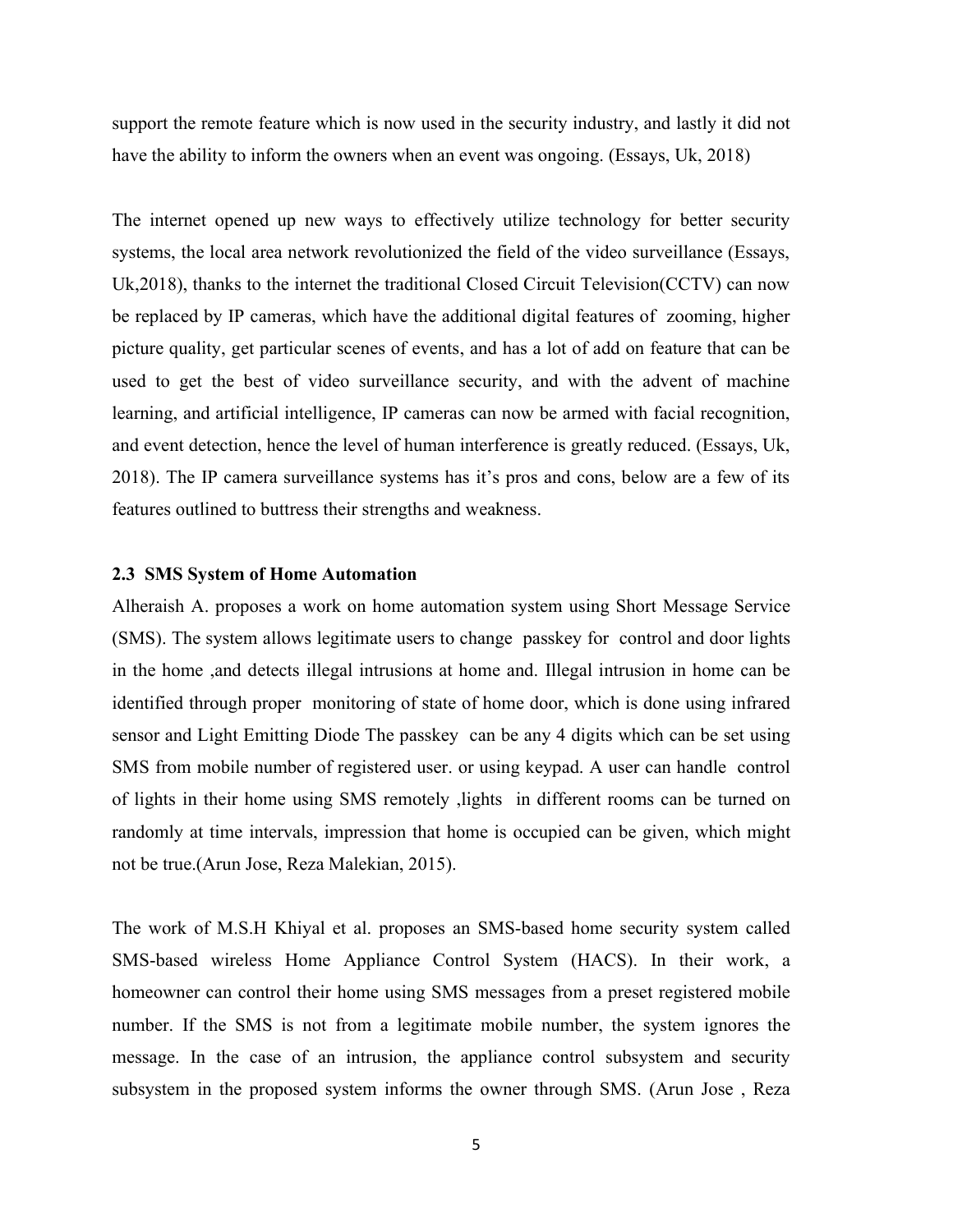support the remote feature which is now used in the security industry, and lastly it did not have the ability to inform the owners when an event was ongoing. (Essays, Uk, 2018)

The internet opened up new ways to effectively utilize technology for better security systems, the local area network revolutionized the field of the video surveillance (Essays, Uk,2018), thanks to the internet the traditional Closed Circuit Television(CCTV) can now be replaced by IP cameras, which have the additional digital features of zooming, higher picture quality, get particular scenes of events, and has a lot of add on feature that can be used to get the best of video surveillance security, and with the advent of machine learning, and artificial intelligence, IP cameras can now be armed with facial recognition, and event detection, hence the level of human interference is greatly reduced. (Essays, Uk, 2018). The IP camera surveillance systems has it's pros and cons, below are a few of its features outlined to buttress their strengths and weakness.

### 2.3 SMS System of Home Automation

Alheraish A. proposes a work on home automation system using Short Message Service (SMS). The system allows legitimate users to change passkey for control and door lights in the home ,and detects illegal intrusions at home and. Illegal intrusion in home can be identified through proper monitoring of state of home door, which is done using infrared sensor and Light Emitting Diode The passkey can be any 4 digits which can be set using SMS from mobile number of registered user. or using keypad. A user can handle control of lights in their home using SMS remotely ,lights in different rooms can be turned on randomly at time intervals, impression that home is occupied can be given, which might not be true.(Arun Jose, Reza Malekian, 2015).

The work of M.S.H Khiyal et al. proposes an SMS-based home security system called SMS-based wireless Home Appliance Control System (HACS). In their work, a homeowner can control their home using SMS messages from a preset registered mobile number. If the SMS is not from a legitimate mobile number, the system ignores the message. In the case of an intrusion, the appliance control subsystem and security subsystem in the proposed system informs the owner through SMS. (Arun Jose , Reza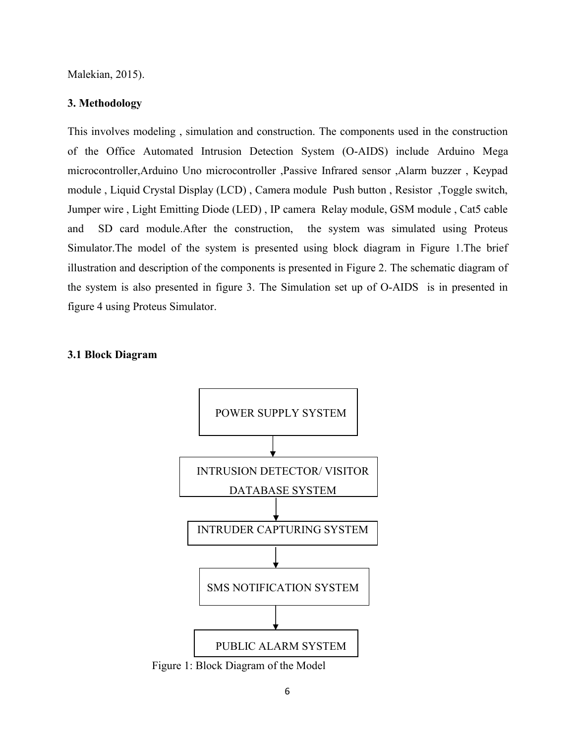Malekian, 2015).

### 3. Methodology

This involves modeling , simulation and construction. The components used in the construction of the Office Automated Intrusion Detection System (O-AIDS) include Arduino Mega microcontroller,Arduino Uno microcontroller ,Passive Infrared sensor ,Alarm buzzer , Keypad module , Liquid Crystal Display (LCD) , Camera module Push button , Resistor ,Toggle switch, Jumper wire , Light Emitting Diode (LED) , IP camera Relay module, GSM module , Cat5 cable and SD card module.After the construction, the system was simulated using Proteus Simulator.The model of the system is presented using block diagram in Figure 1.The brief illustration and description of the components is presented in Figure 2. The schematic diagram of the system is also presented in figure 3. The Simulation set up of O-AIDS is in presented in figure 4 using Proteus Simulator.

#### 3.1 Block Diagram

POWER SUPPLY SYSTEM

↓

INTRUSION DETECTOR/ VISITOR DATABASE SYSTEM

↓

INTRUDER CAPTURING SYSTEM

↓

SMS NOTIFICATION SYSTEM

↓

PUBLIC ALARM SYSTEM

Figure 1: Block Diagram of the Model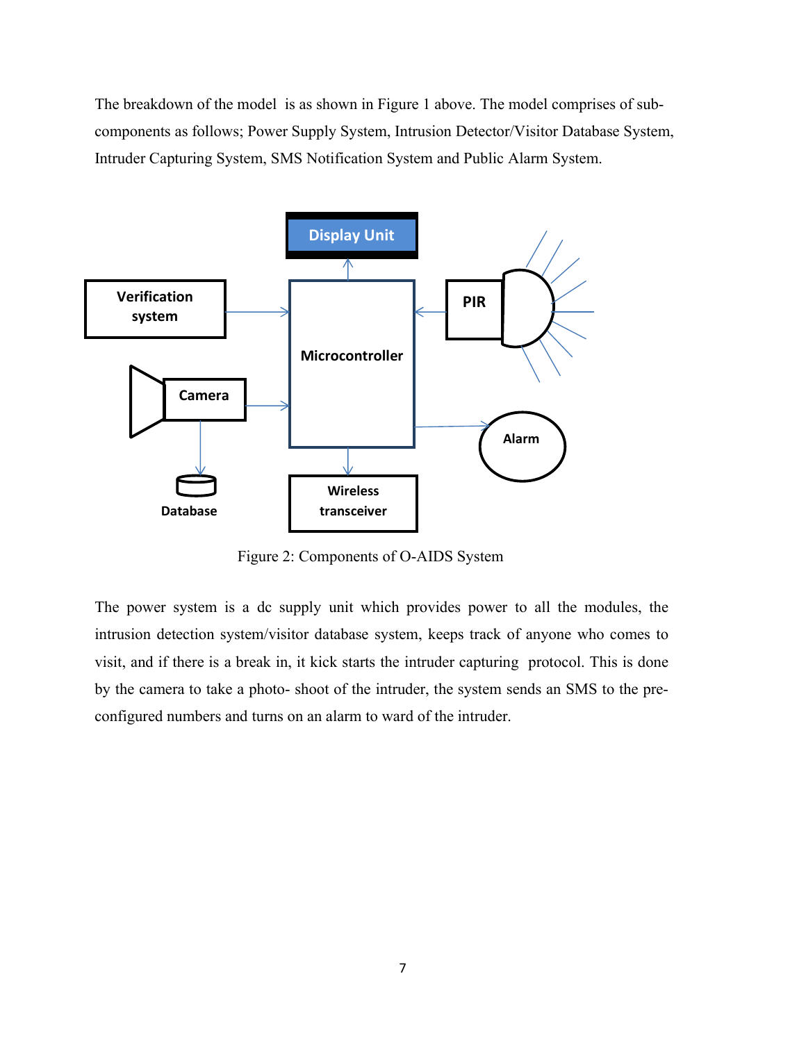The breakdown of the model is as shown in Figure 1 above. The model comprises of sub-components as follows; Power Supply System, Intrusion Detector/Visitor Database System, Intruder Capturing System, SMS Notification System and Public Alarm System.

Figure 2: Components of O-AIDS System

The power system is a dc supply unit which provides power to all the modules, the intrusion detection system/visitor database system, keeps track of anyone who comes to visit, and if there is a break in, it kick starts the intruder capturing protocol. This is done by the camera to take a photo- shoot of the intruder, the system sends an SMS to the pre-configured numbers and turns on an alarm to ward of the intruder.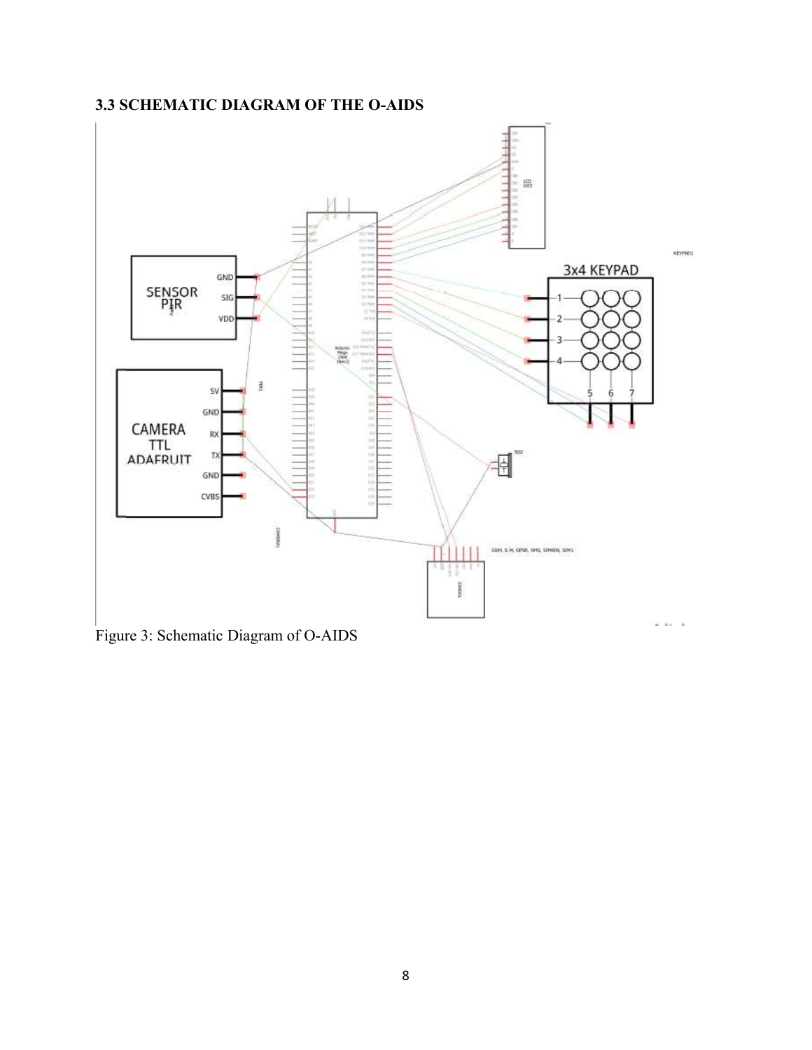### 3.3 SCHEMATIC DIAGRAM OF THE O-AIDS

Figure 3: Schematic Diagram of O-AIDS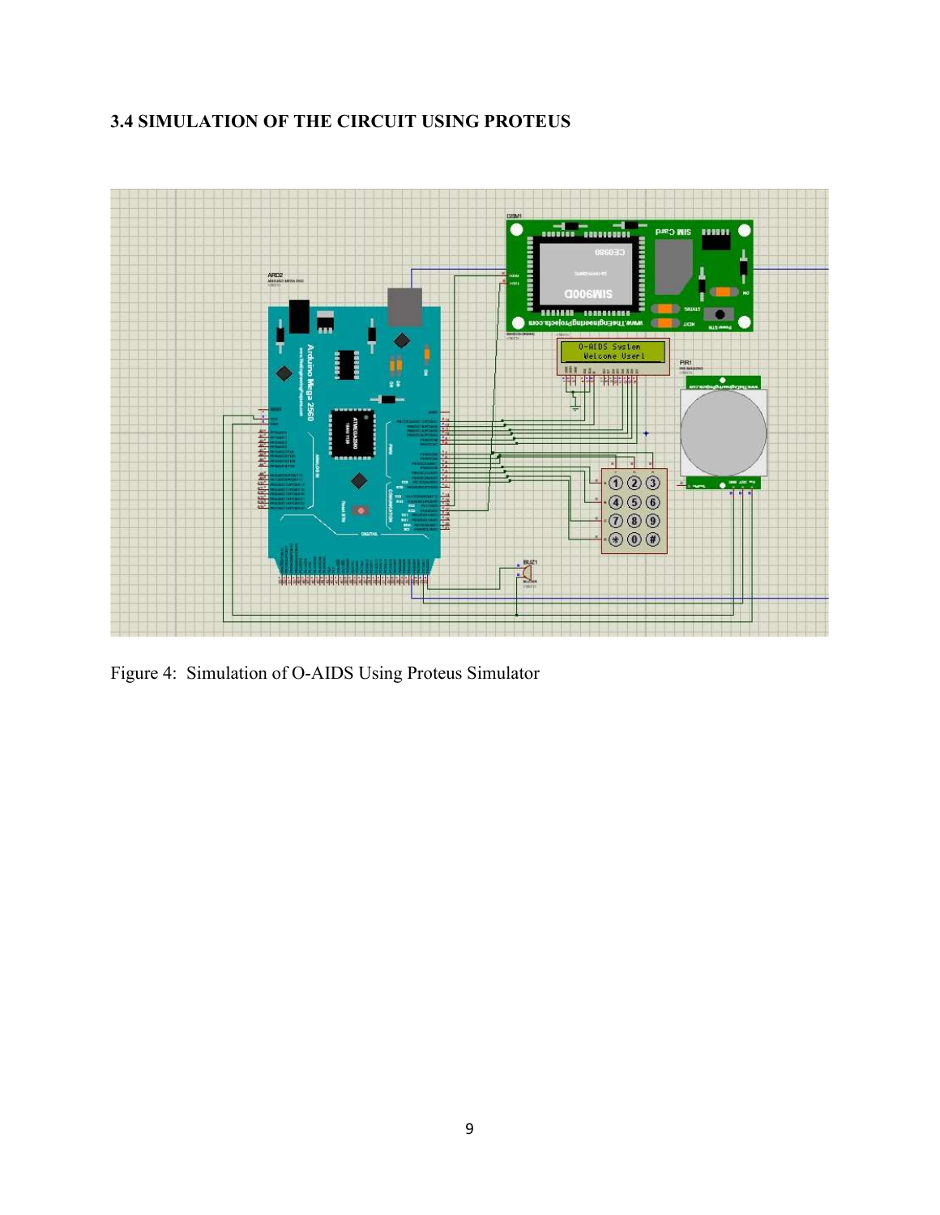### 3.4 SIMULATION OF THE CIRCUIT USING PROTEUS

Figure 4: Simulation of O-AIDS Using Proteus Simulator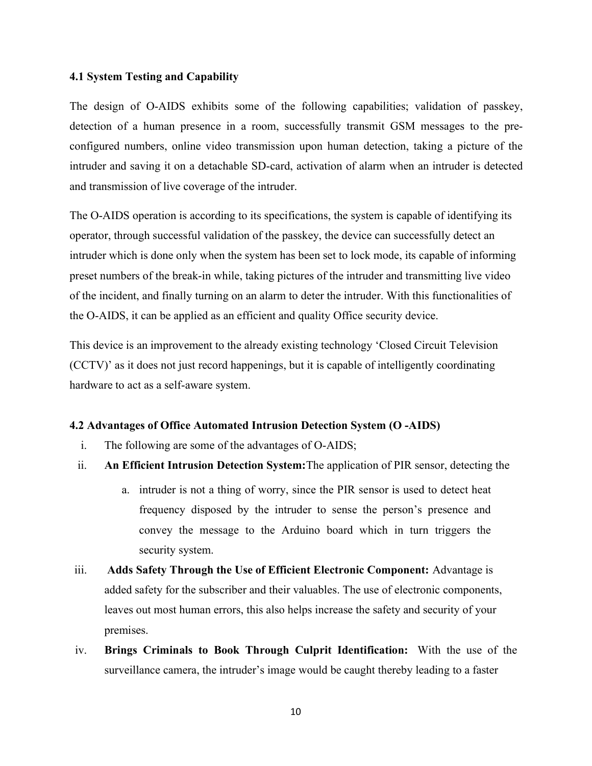### 4.1 System Testing and Capability

The design of O-AIDS exhibits some of the following capabilities; validation of passkey, detection of a human presence in a room, successfully transmit GSM messages to the pre-configured numbers, online video transmission upon human detection, taking a picture of the intruder and saving it on a detachable SD-card, activation of alarm when an intruder is detected and transmission of live coverage of the intruder.

The O-AIDS operation is according to its specifications, the system is capable of identifying its operator, through successful validation of the passkey, the device can successfully detect an intruder which is done only when the system has been set to lock mode, its capable of informing preset numbers of the break-in while, taking pictures of the intruder and transmitting live video of the incident, and finally turning on an alarm to deter the intruder. With this functionalities of the O-AIDS, it can be applied as an efficient and quality Office security device.

This device is an improvement to the already existing technology 'Closed Circuit Television (CCTV)' as it does not just record happenings, but it is capable of intelligently coordinating hardware to act as a self-aware system.

### 4.2 Advantages of Office Automated Intrusion Detection System (O -AIDS)

i. The following are some of the advantages of O-AIDS;

ii. **An Efficient Intrusion Detection System:** The application of PIR sensor, detecting the

   a. intruder is not a thing of worry, since the PIR sensor is used to detect heat frequency disposed by the intruder to sense the person's presence and convey the message to the Arduino board which in turn triggers the security system.

iii. **Adds Safety Through the Use of Efficient Electronic Component:** Advantage is added safety for the subscriber and their valuables. The use of electronic components, leaves out most human errors, this also helps increase the safety and security of your premises.

iv. **Brings Criminals to Book Through Culprit Identification:** With the use of the surveillance camera, the intruder's image would be caught thereby leading to a faster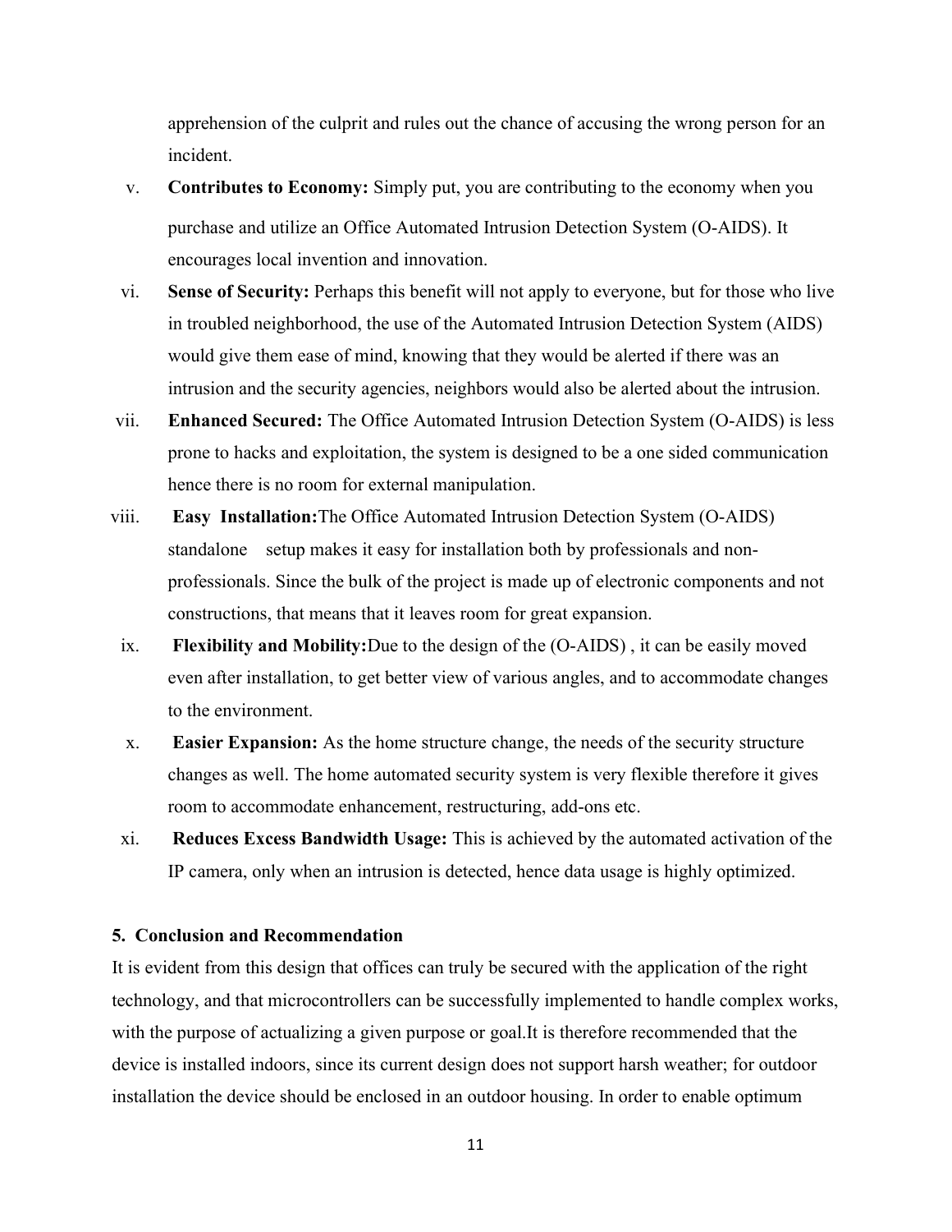apprehension of the culprit and rules out the chance of accusing the wrong person for an incident.

v. **Contributes to Economy:** Simply put, you are contributing to the economy when you purchase and utilize an Office Automated Intrusion Detection System (O-AIDS). It encourages local invention and innovation.

vi. **Sense of Security:** Perhaps this benefit will not apply to everyone, but for those who live in troubled neighborhood, the use of the Automated Intrusion Detection System (AIDS) would give them ease of mind, knowing that they would be alerted if there was an intrusion and the security agencies, neighbors would also be alerted about the intrusion.

vii. **Enhanced Secured:** The Office Automated Intrusion Detection System (O-AIDS) is less prone to hacks and exploitation, the system is designed to be a one sided communication hence there is no room for external manipulation.

viii. **Easy Installation:**The Office Automated Intrusion Detection System (O-AIDS) standalone setup makes it easy for installation both by professionals and non-professionals. Since the bulk of the project is made up of electronic components and not constructions, that means that it leaves room for great expansion.

ix. **Flexibility and Mobility:**Due to the design of the (O-AIDS) , it can be easily moved even after installation, to get better view of various angles, and to accommodate changes to the environment.

x. **Easier Expansion:** As the home structure change, the needs of the security structure changes as well. The home automated security system is very flexible therefore it gives room to accommodate enhancement, restructuring, add-ons etc.

xi. **Reduces Excess Bandwidth Usage:** This is achieved by the automated activation of the IP camera, only when an intrusion is detected, hence data usage is highly optimized.

## 5. Conclusion and Recommendation

It is evident from this design that offices can truly be secured with the application of the right technology, and that microcontrollers can be successfully implemented to handle complex works, with the purpose of actualizing a given purpose or goal.It is therefore recommended that the device is installed indoors, since its current design does not support harsh weather; for outdoor installation the device should be enclosed in an outdoor housing. In order to enable optimum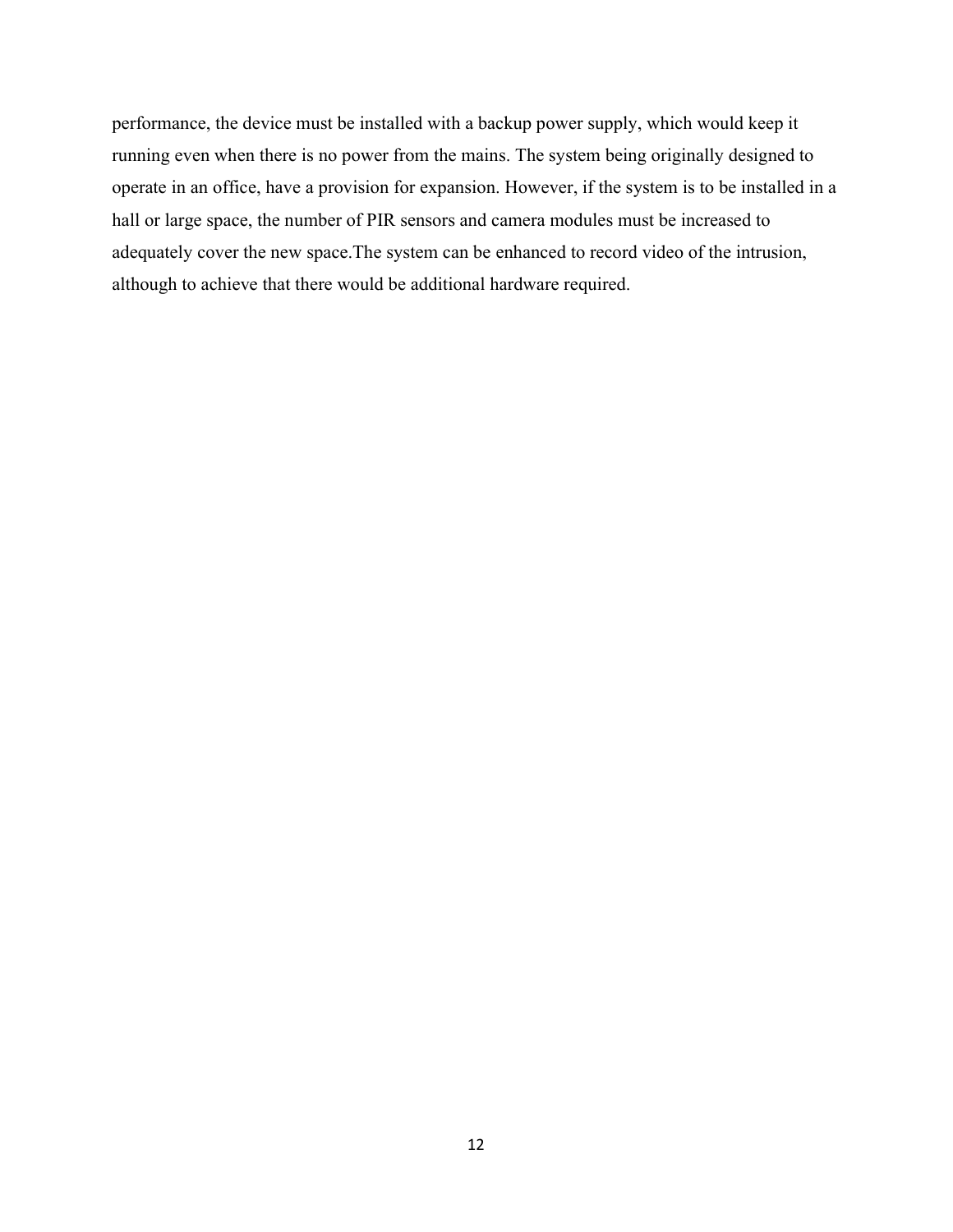performance, the device must be installed with a backup power supply, which would keep it running even when there is no power from the mains. The system being originally designed to operate in an office, have a provision for expansion. However, if the system is to be installed in a hall or large space, the number of PIR sensors and camera modules must be increased to adequately cover the new space.The system can be enhanced to record video of the intrusion, although to achieve that there would be additional hardware required.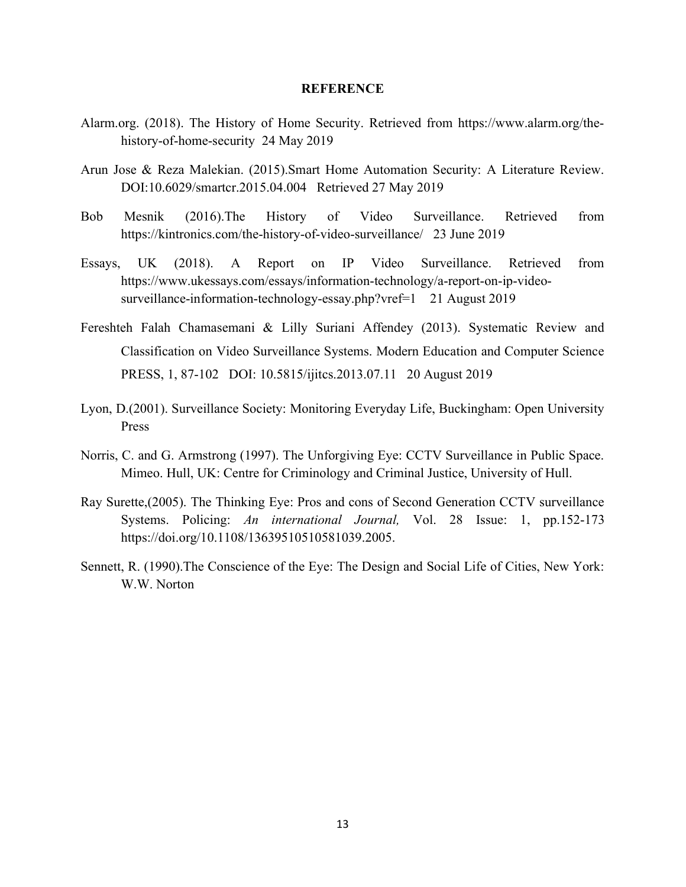## REFERENCE

Alarm.org. (2018). The History of Home Security. Retrieved from https://www.alarm.org/the-history-of-home-security 24 May 2019

Arun Jose & Reza Malekian. (2015).Smart Home Automation Security: A Literature Review. DOI:10.6029/smartcr.2015.04.004 Retrieved 27 May 2019

Bob Mesnik (2016).The History of Video Surveillance. Retrieved from https://kintronics.com/the-history-of-video-surveillance/ 23 June 2019

Essays, UK (2018). A Report on IP Video Surveillance. Retrieved from https://www.ukessays.com/essays/information-technology/a-report-on-ip-video-surveillance-information-technology-essay.php?vref=1 21 August 2019

Fereshteh Falah Chamasemani & Lilly Suriani Affendey (2013). Systematic Review and Classification on Video Surveillance Systems. Modern Education and Computer Science PRESS, 1, 87-102 DOI: 10.5815/ijitcs.2013.07.11 20 August 2019

Lyon, D.(2001). Surveillance Society: Monitoring Everyday Life, Buckingham: Open University Press

Norris, C. and G. Armstrong (1997). The Unforgiving Eye: CCTV Surveillance in Public Space. Mimeo. Hull, UK: Centre for Criminology and Criminal Justice, University of Hull.

Ray Surette,(2005). The Thinking Eye: Pros and cons of Second Generation CCTV surveillance Systems. Policing: *An international Journal,* Vol. 28 Issue: 1, pp.152-173 https://doi.org/10.1108/13639510510581039.2005.

Sennett, R. (1990).The Conscience of the Eye: The Design and Social Life of Cities, New York: W.W. Norton